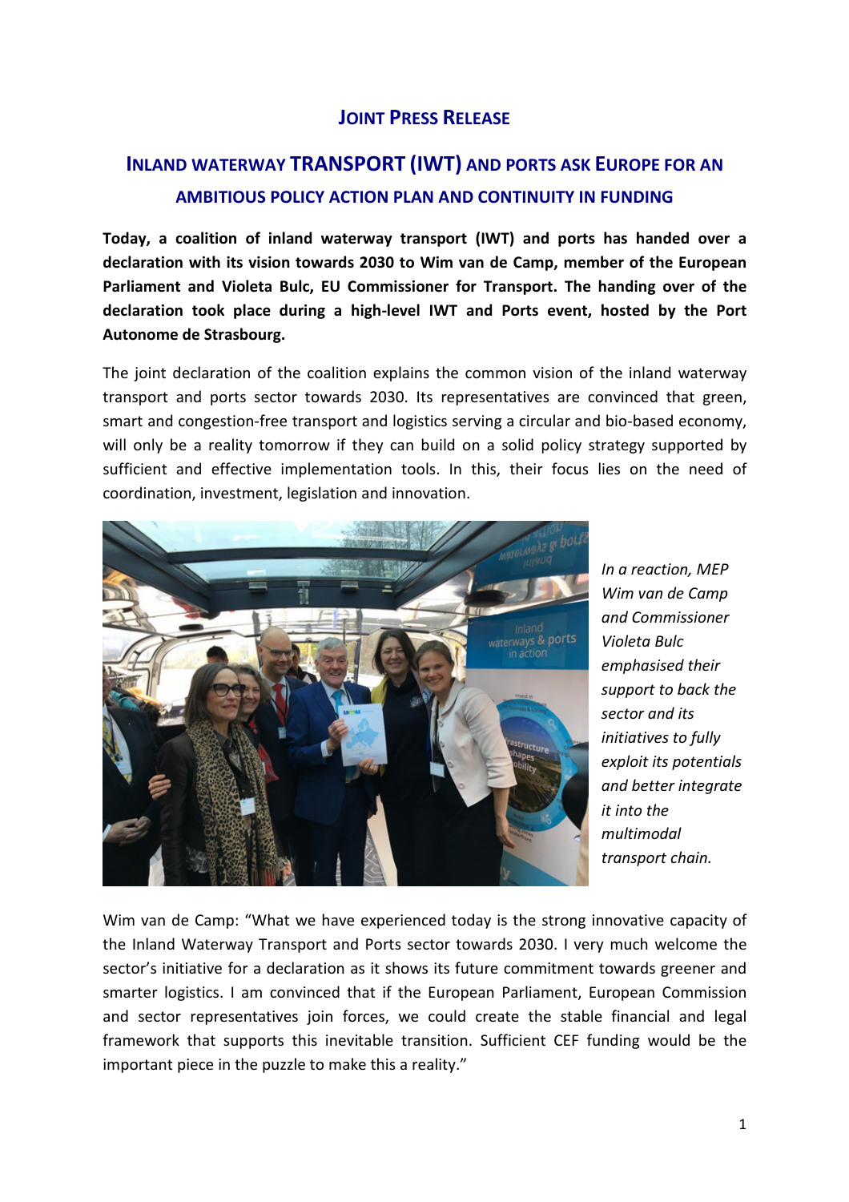# JOINT PRESS RELEASE

## INLAND WATERWAY TRANSPORT (IWT) AND PORTS ASK EUROPE FOR AN AMBITIOUS POLICY ACTION PLAN AND CONTINUITY IN FUNDING

**Today, a coalition of inland waterway transport (IWT) and ports has handed over a declaration with its vision towards 2030 to Wim van de Camp, member of the European Parliament and Violeta Bulc, EU Commissioner for Transport. The handing over of the declaration took place during a high-level IWT and Ports event, hosted by the Port Autonome de Strasbourg.**

The joint declaration of the coalition explains the common vision of the inland waterway transport and ports sector towards 2030. Its representatives are convinced that green, smart and congestion-free transport and logistics serving a circular and bio-based economy, will only be a reality tomorrow if they can build on a solid policy strategy supported by sufficient and effective implementation tools. In this, their focus lies on the need of coordination, investment, legislation and innovation.

*In a reaction, MEP Wim van de Camp and Commissioner Violeta Bulc emphasised their support to back the sector and its initiatives to fully exploit its potentials and better integrate it into the multimodal transport chain.*

Wim van de Camp: "What we have experienced today is the strong innovative capacity of the Inland Waterway Transport and Ports sector towards 2030. I very much welcome the sector's initiative for a declaration as it shows its future commitment towards greener and smarter logistics. I am convinced that if the European Parliament, European Commission and sector representatives join forces, we could create the stable financial and legal framework that supports this inevitable transition. Sufficient CEF funding would be the important piece in the puzzle to make this a reality."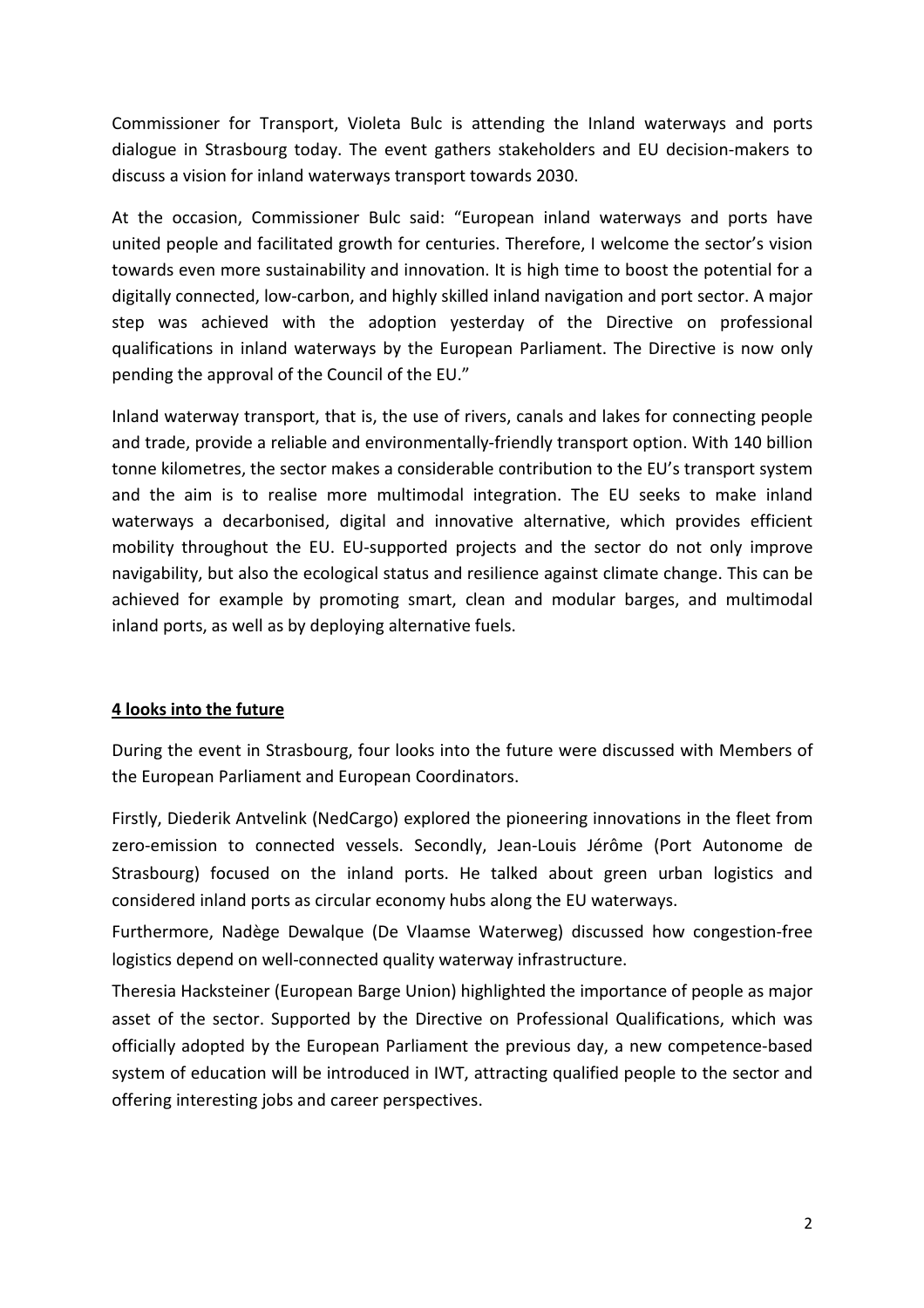Commissioner for Transport, Violeta Bulc is attending the Inland waterways and ports dialogue in Strasbourg today. The event gathers stakeholders and EU decision-makers to discuss a vision for inland waterways transport towards 2030.

At the occasion, Commissioner Bulc said: "European inland waterways and ports have united people and facilitated growth for centuries. Therefore, I welcome the sector's vision towards even more sustainability and innovation. It is high time to boost the potential for a digitally connected, low-carbon, and highly skilled inland navigation and port sector. A major step was achieved with the adoption yesterday of the Directive on professional qualifications in inland waterways by the European Parliament. The Directive is now only pending the approval of the Council of the EU."

Inland waterway transport, that is, the use of rivers, canals and lakes for connecting people and trade, provide a reliable and environmentally-friendly transport option. With 140 billion tonne kilometres, the sector makes a considerable contribution to the EU's transport system and the aim is to realise more multimodal integration. The EU seeks to make inland waterways a decarbonised, digital and innovative alternative, which provides efficient mobility throughout the EU. EU-supported projects and the sector do not only improve navigability, but also the ecological status and resilience against climate change. This can be achieved for example by promoting smart, clean and modular barges, and multimodal inland ports, as well as by deploying alternative fuels.

## 4 looks into the future

During the event in Strasbourg, four looks into the future were discussed with Members of the European Parliament and European Coordinators.

Firstly, Diederik Antvelink (NedCargo) explored the pioneering innovations in the fleet from zero-emission to connected vessels. Secondly, Jean-Louis Jérôme (Port Autonome de Strasbourg) focused on the inland ports. He talked about green urban logistics and considered inland ports as circular economy hubs along the EU waterways.

Furthermore, Nadège Dewalque (De Vlaamse Waterweg) discussed how congestion-free logistics depend on well-connected quality waterway infrastructure.

Theresia Hacksteiner (European Barge Union) highlighted the importance of people as major asset of the sector. Supported by the Directive on Professional Qualifications, which was officially adopted by the European Parliament the previous day, a new competence-based system of education will be introduced in IWT, attracting qualified people to the sector and offering interesting jobs and career perspectives.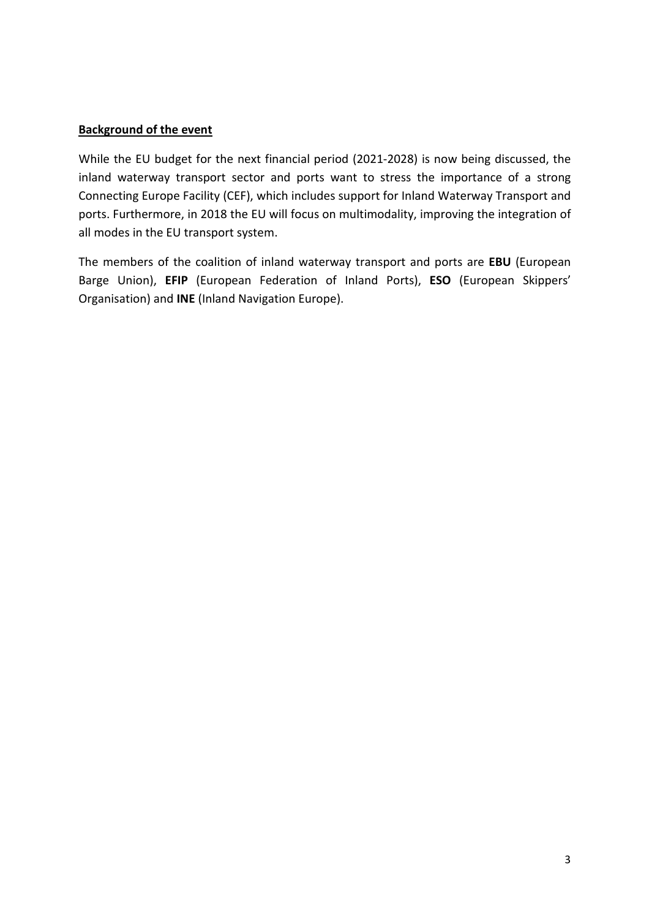**Background of the event**

While the EU budget for the next financial period (2021-2028) is now being discussed, the inland waterway transport sector and ports want to stress the importance of a strong Connecting Europe Facility (CEF), which includes support for Inland Waterway Transport and ports. Furthermore, in 2018 the EU will focus on multimodality, improving the integration of all modes in the EU transport system.

The members of the coalition of inland waterway transport and ports are **EBU** (European Barge Union), **EFIP** (European Federation of Inland Ports), **ESO** (European Skippers' Organisation) and **INE** (Inland Navigation Europe).